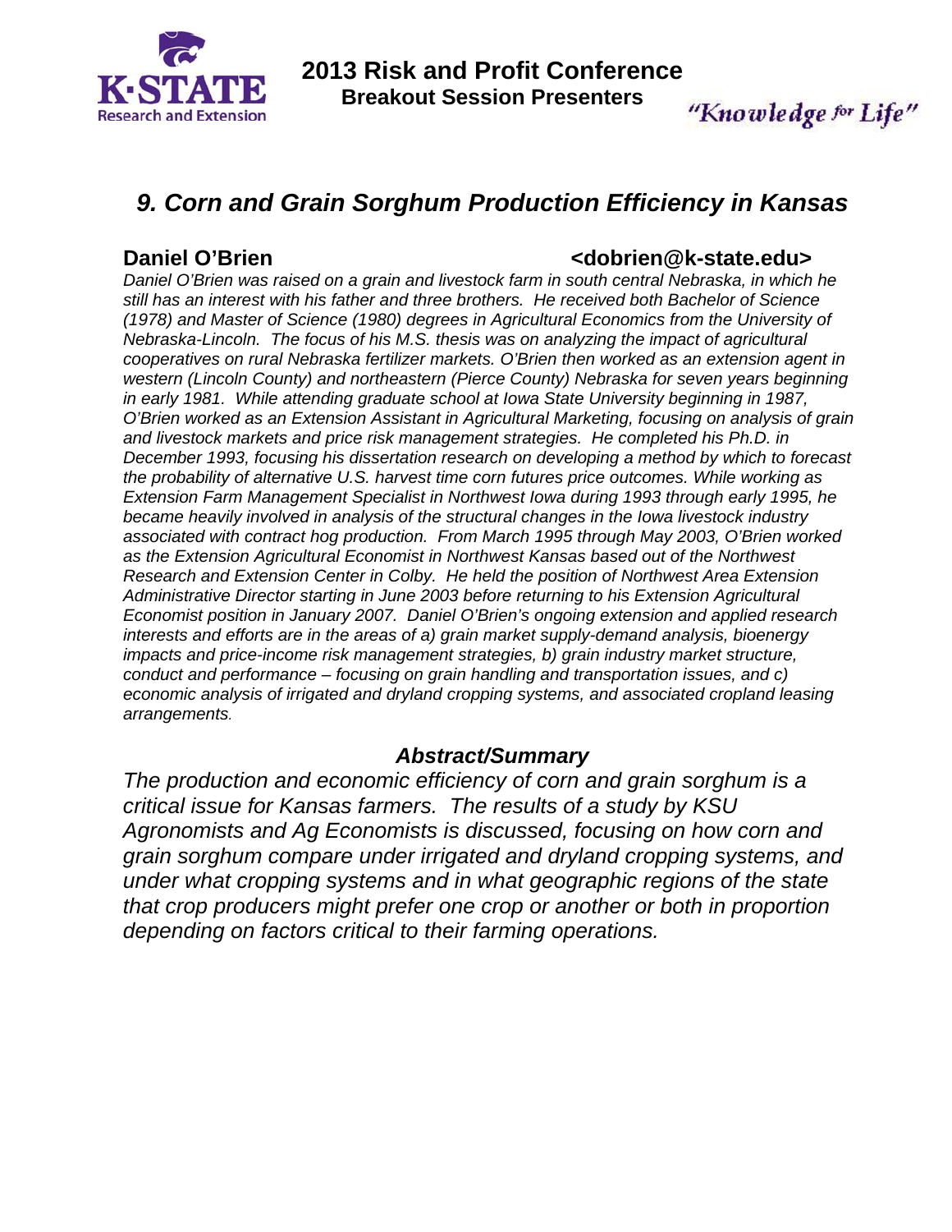# 2013 Risk and Profit Conference

## Breakout Session Presenters

*"Knowledge for Life"*

## *9. Corn and Grain Sorghum Production Efficiency in Kansas*

**Daniel O'Brien** **<dobrien@k-state.edu>**

*Daniel O'Brien was raised on a grain and livestock farm in south central Nebraska, in which he still has an interest with his father and three brothers. He received both Bachelor of Science (1978) and Master of Science (1980) degrees in Agricultural Economics from the University of Nebraska-Lincoln. The focus of his M.S. thesis was on analyzing the impact of agricultural cooperatives on rural Nebraska fertilizer markets. O'Brien then worked as an extension agent in western (Lincoln County) and northeastern (Pierce County) Nebraska for seven years beginning in early 1981. While attending graduate school at Iowa State University beginning in 1987, O'Brien worked as an Extension Assistant in Agricultural Marketing, focusing on analysis of grain and livestock markets and price risk management strategies. He completed his Ph.D. in December 1993, focusing his dissertation research on developing a method by which to forecast the probability of alternative U.S. harvest time corn futures price outcomes. While working as Extension Farm Management Specialist in Northwest Iowa during 1993 through early 1995, he became heavily involved in analysis of the structural changes in the Iowa livestock industry associated with contract hog production. From March 1995 through May 2003, O'Brien worked as the Extension Agricultural Economist in Northwest Kansas based out of the Northwest Research and Extension Center in Colby. He held the position of Northwest Area Extension Administrative Director starting in June 2003 before returning to his Extension Agricultural Economist position in January 2007. Daniel O'Brien's ongoing extension and applied research interests and efforts are in the areas of a) grain market supply-demand analysis, bioenergy impacts and price-income risk management strategies, b) grain industry market structure, conduct and performance – focusing on grain handling and transportation issues, and c) economic analysis of irrigated and dryland cropping systems, and associated cropland leasing arrangements.*

### *Abstract/Summary*

*The production and economic efficiency of corn and grain sorghum is a critical issue for Kansas farmers. The results of a study by KSU Agronomists and Ag Economists is discussed, focusing on how corn and grain sorghum compare under irrigated and dryland cropping systems, and under what cropping systems and in what geographic regions of the state that crop producers might prefer one crop or another or both in proportion depending on factors critical to their farming operations.*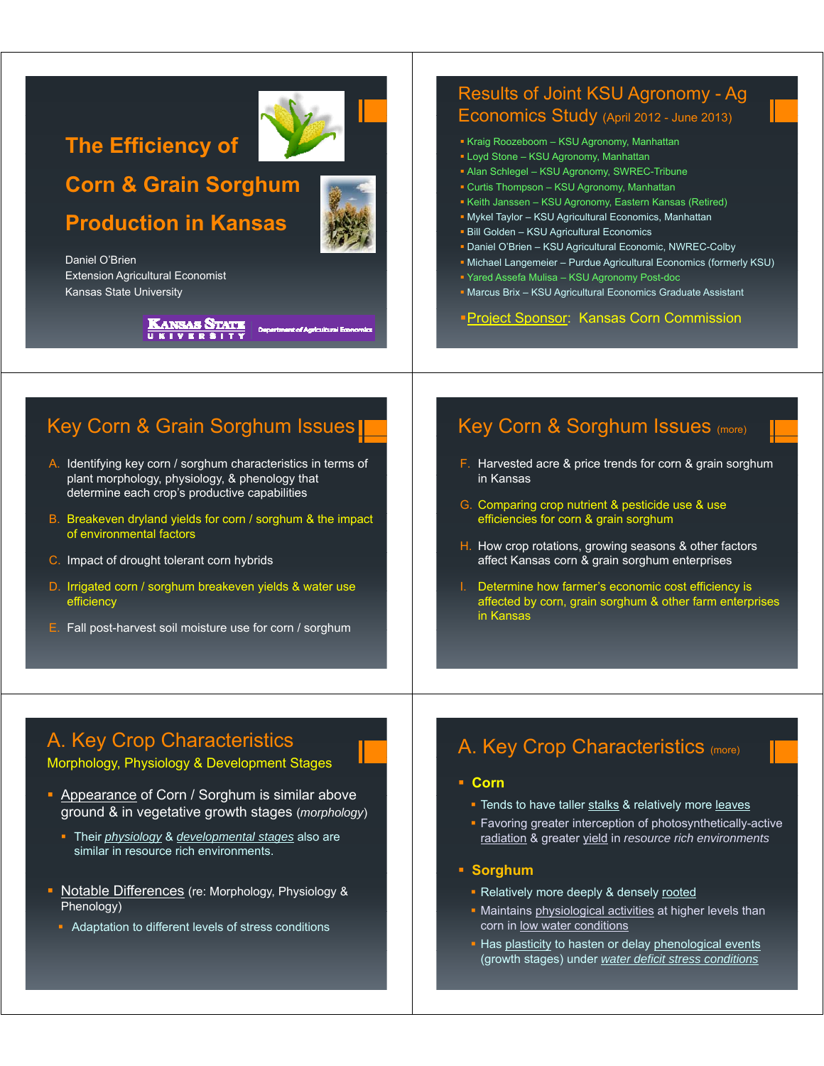# The Efficiency of Corn & Grain Sorghum Production in Kansas

Daniel O'Brien
Extension Agricultural Economist
Kansas State University

Kansas State University — Department of Agricultural Economics

---

## Results of Joint KSU Agronomy - Ag Economics Study (April 2012 - June 2013)

- Kraig Roozeboom – KSU Agronomy, Manhattan
- Loyd Stone – KSU Agronomy, Manhattan
- Alan Schlegel – KSU Agronomy, SWREC-Tribune
- Curtis Thompson – KSU Agronomy, Manhattan
- Keith Janssen – KSU Agronomy, Eastern Kansas (Retired)
- Mykel Taylor – KSU Agricultural Economics, Manhattan
- Bill Golden – KSU Agricultural Economics
- Daniel O'Brien – KSU Agricultural Economic, NWREC-Colby
- Michael Langemeier – Purdue Agricultural Economics (formerly KSU)
- Yared Assefa Mulisa – KSU Agronomy Post-doc
- Marcus Brix – KSU Agricultural Economics Graduate Assistant
- Project Sponsor: Kansas Corn Commission

---

## Key Corn & Grain Sorghum Issues

A. Identifying key corn / sorghum characteristics in terms of plant morphology, physiology, & phenology that determine each crop's productive capabilities

B. Breakeven dryland yields for corn / sorghum & the impact of environmental factors

C. Impact of drought tolerant corn hybrids

D. Irrigated corn / sorghum breakeven yields & water use efficiency

E. Fall post-harvest soil moisture use for corn / sorghum

---

## Key Corn & Sorghum Issues (more)

F. Harvested acre & price trends for corn & grain sorghum in Kansas

G. Comparing crop nutrient & pesticide use & use efficiencies for corn & grain sorghum

H. How crop rotations, growing seasons & other factors affect Kansas corn & grain sorghum enterprises

I. Determine how farmer's economic cost efficiency is affected by corn, grain sorghum & other farm enterprises in Kansas

---

## A. Key Crop Characteristics

### Morphology, Physiology & Development Stages

- Appearance of Corn / Sorghum is similar above ground & in vegetative growth stages (*morphology*)
  - Their *physiology* & *developmental stages* also are similar in resource rich environments.
- Notable Differences (re: Morphology, Physiology & Phenology)
  - Adaptation to different levels of stress conditions

---

## A. Key Crop Characteristics (more)

- **Corn**
  - Tends to have taller stalks & relatively more leaves
  - Favoring greater interception of photosynthetically-active radiation & greater yield in *resource rich environments*
- **Sorghum**
  - Relatively more deeply & densely rooted
  - Maintains physiological activities at higher levels than corn in low water conditions
  - Has plasticity to hasten or delay phenological events (growth stages) under *water deficit stress conditions*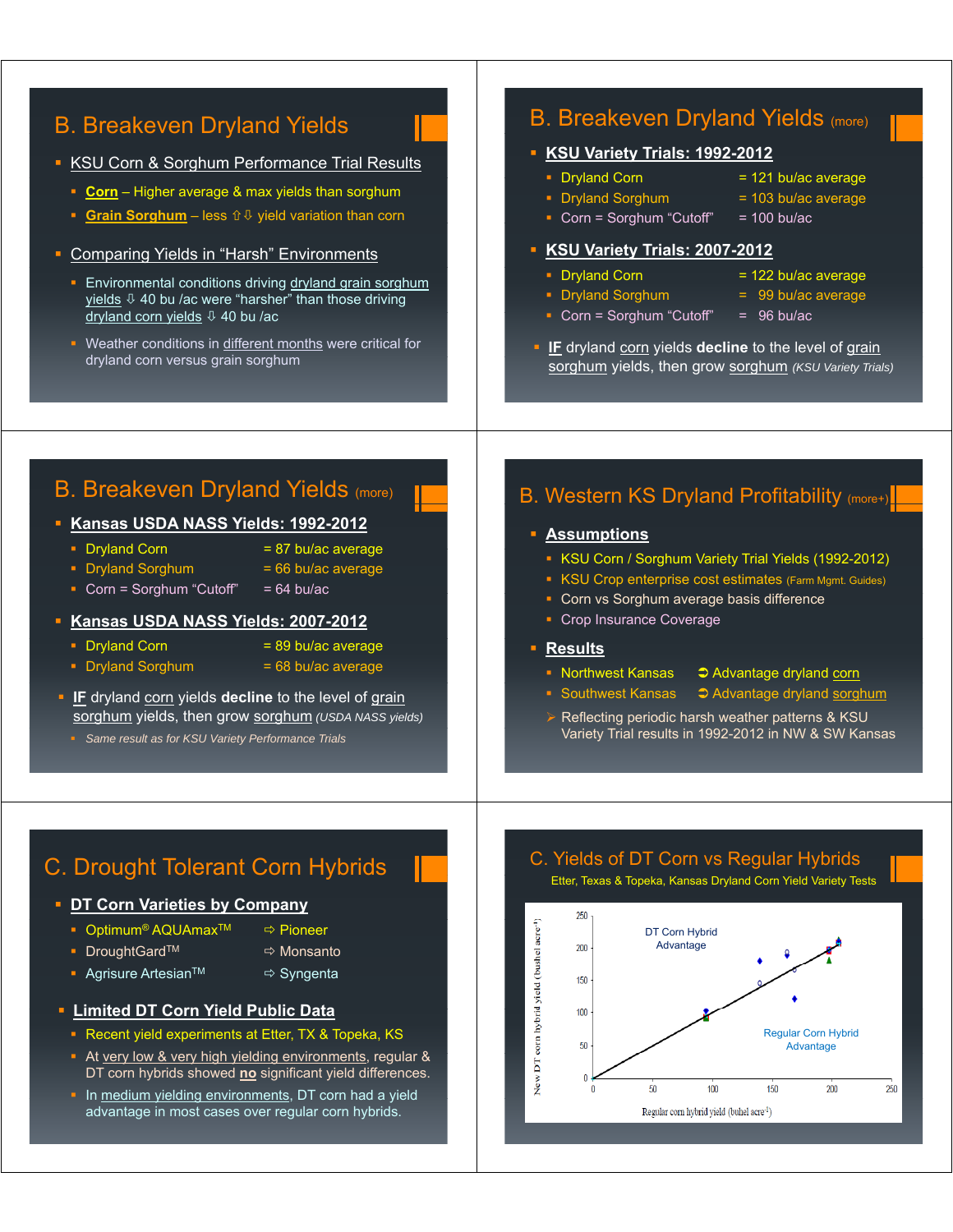## B. Breakeven Dryland Yields

- KSU Corn & Sorghum Performance Trial Results
  - **Corn** – Higher average & max yields than sorghum
  - **Grain Sorghum** – less ⇧⇩ yield variation than corn
- Comparing Yields in "Harsh" Environments
  - Environmental conditions driving dryland grain sorghum yields ⇩ 40 bu /ac were "harsher" than those driving dryland corn yields ⇩ 40 bu /ac
  - Weather conditions in different months were critical for dryland corn versus grain sorghum

## B. Breakeven Dryland Yields (more)

- **KSU Variety Trials: 1992-2012**
  - Dryland Corn = 121 bu/ac average
  - Dryland Sorghum = 103 bu/ac average
  - Corn = Sorghum "Cutoff" = 100 bu/ac
- **KSU Variety Trials: 2007-2012**
  - Dryland Corn = 122 bu/ac average
  - Dryland Sorghum = 99 bu/ac average
  - Corn = Sorghum "Cutoff" = 96 bu/ac
- **IF** dryland corn yields **decline** to the level of grain sorghum yields, then grow sorghum *(KSU Variety Trials)*

## B. Breakeven Dryland Yields (more)

- **Kansas USDA NASS Yields: 1992-2012**
  - Dryland Corn = 87 bu/ac average
  - Dryland Sorghum = 66 bu/ac average
  - Corn = Sorghum "Cutoff" = 64 bu/ac
- **Kansas USDA NASS Yields: 2007-2012**
  - Dryland Corn = 89 bu/ac average
  - Dryland Sorghum = 68 bu/ac average
- **IF** dryland corn yields **decline** to the level of grain sorghum yields, then grow sorghum *(USDA NASS yields)*
  - *Same result as for KSU Variety Performance Trials*

## B. Western KS Dryland Profitability (more+)

- **Assumptions**
  - KSU Corn / Sorghum Variety Trial Yields (1992-2012)
  - KSU Crop enterprise cost estimates (Farm Mgmt. Guides)
  - Corn vs Sorghum average basis difference
  - Crop Insurance Coverage
- **Results**
  - Northwest Kansas ➲ Advantage dryland corn
  - Southwest Kansas ➲ Advantage dryland sorghum
  - ➢ Reflecting periodic harsh weather patterns & KSU Variety Trial results in 1992-2012 in NW & SW Kansas

## C. Drought Tolerant Corn Hybrids

- **DT Corn Varieties by Company**
  - Optimum® AQUAmax™ ⇨ Pioneer
  - DroughtGard™ ⇨ Monsanto
  - Agrisure Artesian™ ⇨ Syngenta
- **Limited DT Corn Yield Public Data**
  - Recent yield experiments at Etter, TX & Topeka, KS
  - At very low & very high yielding environments, regular & DT corn hybrids showed **no** significant yield differences.
  - In medium yielding environments, DT corn had a yield advantage in most cases over regular corn hybrids.

## C. Yields of DT Corn vs Regular Hybrids

Etter, Texas & Topeka, Kansas Dryland Corn Yield Variety Tests

DT Corn Hybrid Advantage

Regular Corn Hybrid Advantage

New DT corn hybrid yield (bushel acre⁻¹)

Regular corn hybrid yield (buhel acre⁻¹)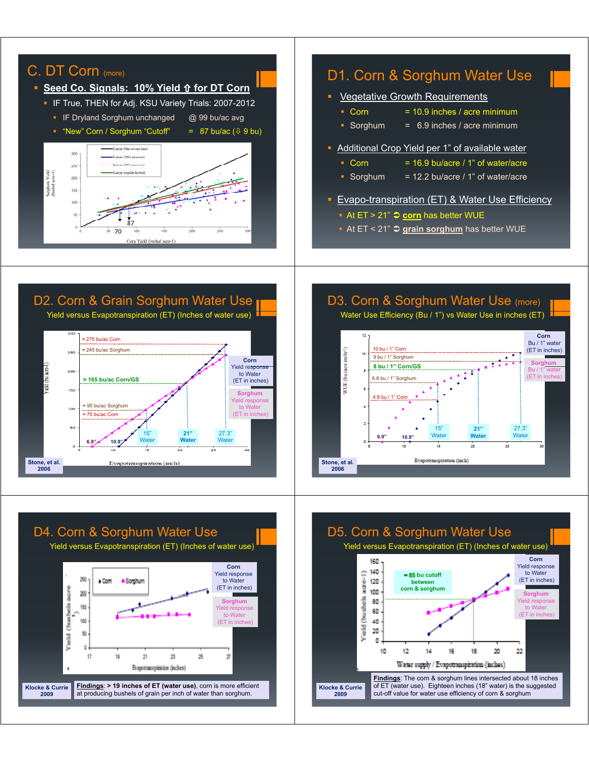## C. DT Corn (more)

- **Seed Co. Signals: 10% Yield ⇧ for DT Corn**
  - IF True, THEN for Adj. KSU Variety Trials: 2007-2012
    - IF Dryland Sorghum unchanged @ 99 bu/ac avg
    - "New" Corn / Sorghum "Cutoff" = 87 bu/ac (⇩ 9 bu)

## D1. Corn & Sorghum Water Use

- Vegetative Growth Requirements
  - Corn = 10.9 inches / acre minimum
  - Sorghum = 6.9 inches / acre minimum
- Additional Crop Yield per 1" of available water
  - Corn = 16.9 bu/acre / 1" of water/acre
  - Sorghum = 12.2 bu/acre / 1" of water/acre
- Evapo-transpiration (ET) & Water Use Efficiency
  - At ET > 21" ➲ **corn** has better WUE
  - At ET < 21" ➲ **grain sorghum** has better WUE

## D2. Corn & Grain Sorghum Water Use

Yield versus Evapotranspiration (ET) (Inches of water use)

Stone, et al. 2006

## D3. Corn & Sorghum Water Use (more)

Water Use Efficiency (Bu / 1") vs Water Use in inches (ET)

Stone, et al. 2006

## D4. Corn & Sorghum Water Use

Yield versus Evapotranspiration (ET) (Inches of water use)

Klocke & Currie 2009

**Findings**: **> 19 inches of ET (water use)**, corn is more efficient at producing bushels of grain per inch of water than sorghum.

## D5. Corn & Sorghum Water Use

Yield versus Evapotranspiration (ET) (Inches of water use)

Klocke & Currie 2009

**Findings**: The corn & sorghum lines intersected about 18 inches of ET (water use). Eighteen inches (18" water) is the suggested cut-off value for water use efficiency of corn & sorghum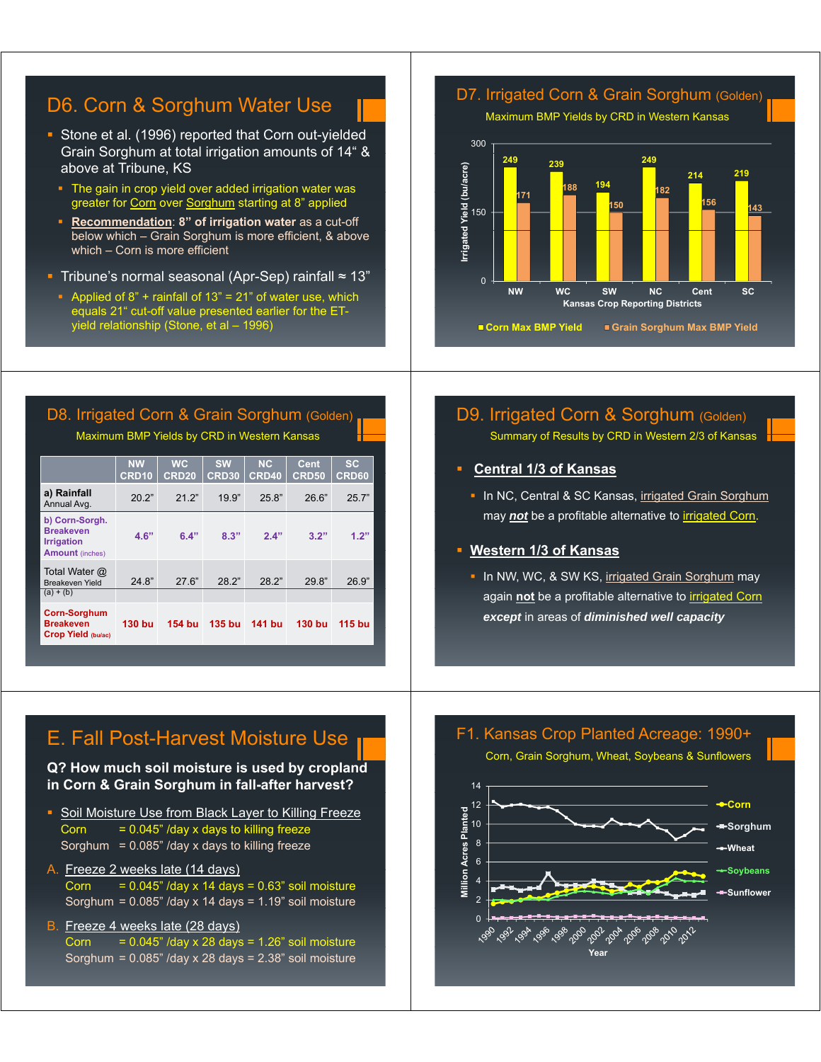## D6. Corn & Sorghum Water Use

- Stone et al. (1996) reported that Corn out-yielded Grain Sorghum at total irrigation amounts of 14" & above at Tribune, KS
  - The gain in crop yield over added irrigation water was greater for Corn over Sorghum starting at 8" applied
  - **Recommendation**: **8" of irrigation water** as a cut-off below which – Grain Sorghum is more efficient, & above which – Corn is more efficient
- Tribune's normal seasonal (Apr-Sep) rainfall ≈ 13"
  - Applied of 8" + rainfall of 13" = 21" of water use, which equals 21" cut-off value presented earlier for the ET-yield relationship (Stone, et al – 1996)

## D7. Irrigated Corn & Grain Sorghum (Golden)

Maximum BMP Yields by CRD in Western Kansas

| Kansas Crop Reporting Districts | NW | WC | SW | NC | Cent | SC |
|---|---|---|---|---|---|---|
| Corn Max BMP Yield (bu/acre) | 249 | 239 | 194 | 249 | 214 | 219 |
| Grain Sorghum Max BMP Yield (bu/acre) | 171 | 188 | 150 | 182 | 156 | 143 |

## D8. Irrigated Corn & Grain Sorghum (Golden)

Maximum BMP Yields by CRD in Western Kansas

| | NW CRD10 | WC CRD20 | SW CRD30 | NC CRD40 | Cent CRD50 | SC CRD60 |
|---|---|---|---|---|---|---|
| a) Rainfall Annual Avg. | 20.2" | 21.2" | 19.9" | 25.8" | 26.6" | 25.7" |
| b) Corn-Sorgh. Breakeven Irrigation Amount (inches) | 4.6" | 6.4" | 8.3" | 2.4" | 3.2" | 1.2" |
| Total Water @ Breakeven Yield (a) + (b) | 24.8" | 27.6" | 28.2" | 28.2" | 29.8" | 26.9" |
| Corn-Sorghum Breakeven Crop Yield (bu/ac) | 130 bu | 154 bu | 135 bu | 141 bu | 130 bu | 115 bu |

## D9. Irrigated Corn & Sorghum (Golden)

Summary of Results by CRD in Western 2/3 of Kansas

- **Central 1/3 of Kansas**
  - In NC, Central & SC Kansas, irrigated Grain Sorghum may ***not*** be a profitable alternative to irrigated Corn.
- **Western 1/3 of Kansas**
  - In NW, WC, & SW KS, irrigated Grain Sorghum may again **not** be a profitable alternative to irrigated Corn ***except*** in areas of ***diminished well capacity***

## E. Fall Post-Harvest Moisture Use

**Q? How much soil moisture is used by cropland in Corn & Grain Sorghum in fall-after harvest?**

- Soil Moisture Use from Black Layer to Killing Freeze
  - Corn = 0.045" /day x days to killing freeze
  - Sorghum = 0.085" /day x days to killing freeze

A. Freeze 2 weeks late (14 days)
- Corn = 0.045" /day x 14 days = 0.63" soil moisture
- Sorghum = 0.085" /day x 14 days = 1.19" soil moisture

B. Freeze 4 weeks late (28 days)
- Corn = 0.045" /day x 28 days = 1.26" soil moisture
- Sorghum = 0.085" /day x 28 days = 2.38" soil moisture

## F1. Kansas Crop Planted Acreage: 1990+

Corn, Grain Sorghum, Wheat, Soybeans & Sunflowers

(Chart: Million Acres Planted vs. Year, 1990–2012; series: Corn, Sorghum, Wheat, Soybeans, Sunflower)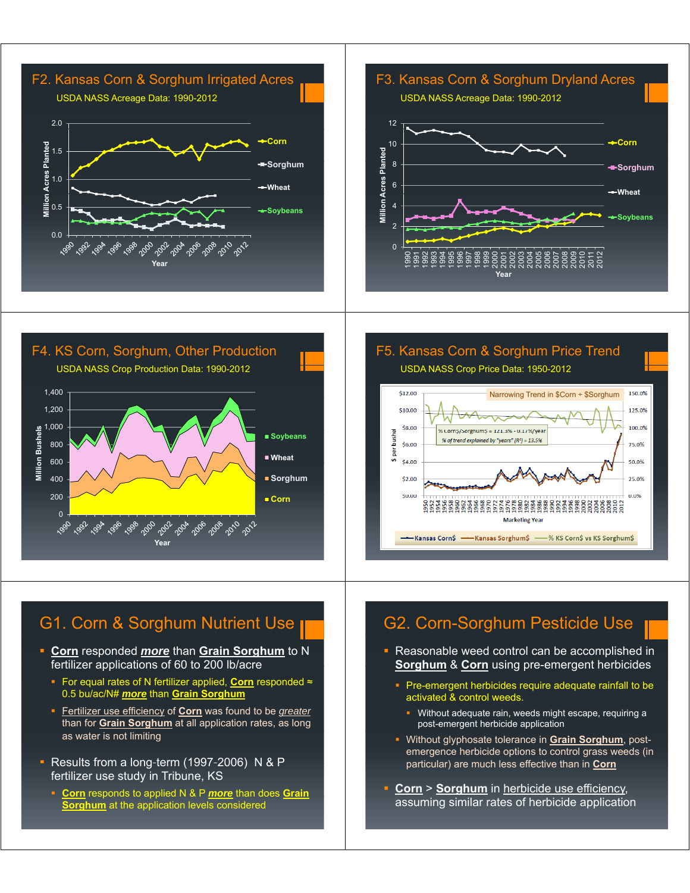## F2. Kansas Corn & Sorghum Irrigated Acres

USDA NASS Acreage Data: 1990-2012

Million Acres Planted

Year

- Corn
- Sorghum
- Wheat
- Soybeans

## F3. Kansas Corn & Sorghum Dryland Acres

USDA NASS Acreage Data: 1990-2012

Million Acres Planted

Year

- Corn
- Sorghum
- Wheat
- Soybeans

## F4. KS Corn, Sorghum, Other Production

USDA NASS Crop Production Data: 1990-2012

Million Bushels

Year

- Soybeans
- Wheat
- Sorghum
- Corn

## F5. Kansas Corn & Sorghum Price Trend

USDA NASS Crop Price Data: 1950-2012

Narrowing Trend in $Corn ÷ $Sorghum

% Corn$/Sorghum$ = 121.3% - 0.17%/year

% of trend explained by "years" ($R^2$) = 13.5%

$ per bushel

Marketing Year

- Kansas Corn$
- Kansas Sorghum$
- % KS Corn$ vs KS Sorghum$

## G1. Corn & Sorghum Nutrient Use

- **Corn** responded ***more*** than **Grain Sorghum** to N fertilizer applications of 60 to 200 lb/acre
  - For equal rates of N fertilizer applied, **Corn** responded ≈ 0.5 bu/ac/N# ***more*** than **Grain Sorghum**
  - Fertilizer use efficiency of **Corn** was found to be *greater* than for **Grain Sorghum** at all application rates, as long as water is not limiting
- Results from a long-term (1997-2006) N & P fertilizer use study in Tribune, KS
  - **Corn** responds to applied N & P ***more*** than does **Grain Sorghum** at the application levels considered

## G2. Corn-Sorghum Pesticide Use

- Reasonable weed control can be accomplished in **Sorghum** & **Corn** using pre-emergent herbicides
  - Pre-emergent herbicides require adequate rainfall to be activated & control weeds.
    - Without adequate rain, weeds might escape, requiring a post-emergent herbicide application
  - Without glyphosate tolerance in **Grain Sorghum**, post-emergence herbicide options to control grass weeds (in particular) are much less effective than in **Corn**
- **Corn** > **Sorghum** in herbicide use efficiency, assuming similar rates of herbicide application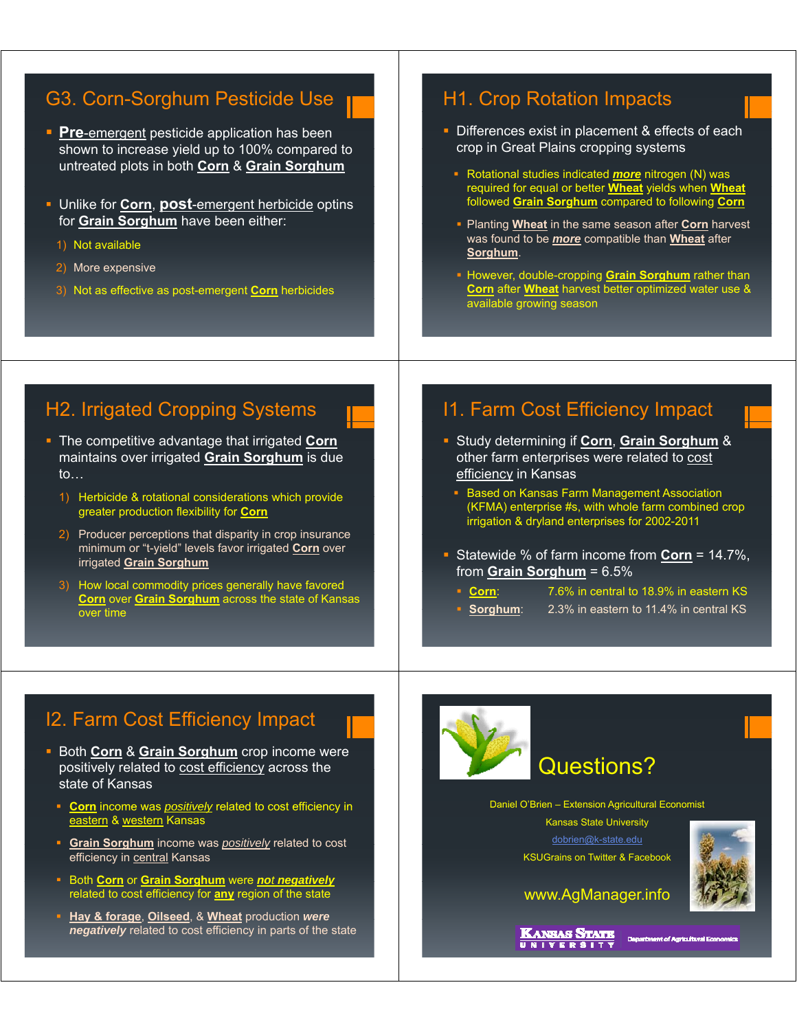## G3. Corn-Sorghum Pesticide Use

- **Pre**-emergent pesticide application has been shown to increase yield up to 100% compared to untreated plots in both **Corn** & **Grain Sorghum**
- Unlike for **Corn**, **post**-emergent herbicide optins for **Grain Sorghum** have been either:
  1) Not available
  2) More expensive
  3) Not as effective as post-emergent **Corn** herbicides

## H1. Crop Rotation Impacts

- Differences exist in placement & effects of each crop in Great Plains cropping systems
  - Rotational studies indicated ***more*** nitrogen (N) was required for equal or better **Wheat** yields when **Wheat** followed **Grain Sorghum** compared to following **Corn**
  - Planting **Wheat** in the same season after **Corn** harvest was found to be ***more*** compatible than **Wheat** after **Sorghum**.
  - However, double-cropping **Grain Sorghum** rather than **Corn** after **Wheat** harvest better optimized water use & available growing season

## H2. Irrigated Cropping Systems

- The competitive advantage that irrigated **Corn** maintains over irrigated **Grain Sorghum** is due to…
  1) Herbicide & rotational considerations which provide greater production flexibility for **Corn**
  2) Producer perceptions that disparity in crop insurance minimum or "t-yield" levels favor irrigated **Corn** over irrigated **Grain Sorghum**
  3) How local commodity prices generally have favored **Corn** over **Grain Sorghum** across the state of Kansas over time

## I1. Farm Cost Efficiency Impact

- Study determining if **Corn**, **Grain Sorghum** & other farm enterprises were related to cost efficiency in Kansas
  - Based on Kansas Farm Management Association (KFMA) enterprise #s, with whole farm combined crop irrigation & dryland enterprises for 2002-2011
- Statewide % of farm income from **Corn** = 14.7%, from **Grain Sorghum** = 6.5%
  - **Corn**: 7.6% in central to 18.9% in eastern KS
  - **Sorghum**: 2.3% in eastern to 11.4% in central KS

## I2. Farm Cost Efficiency Impact

- Both **Corn** & **Grain Sorghum** crop income were positively related to cost efficiency across the state of Kansas
  - **Corn** income was *positively* related to cost efficiency in eastern & western Kansas
  - **Grain Sorghum** income was *positively* related to cost efficiency in central Kansas
  - Both **Corn** or **Grain Sorghum** were ***not negatively*** related to cost efficiency for **any** region of the state
  - **Hay & forage**, **Oilseed**, & **Wheat** production ***were negatively*** related to cost efficiency in parts of the state

## Questions?

Daniel O'Brien – Extension Agricultural Economist

Kansas State University

dobrien@k-state.edu

KSUGrains on Twitter & Facebook

www.AgManager.info

Kansas State University – Department of Agricultural Economics